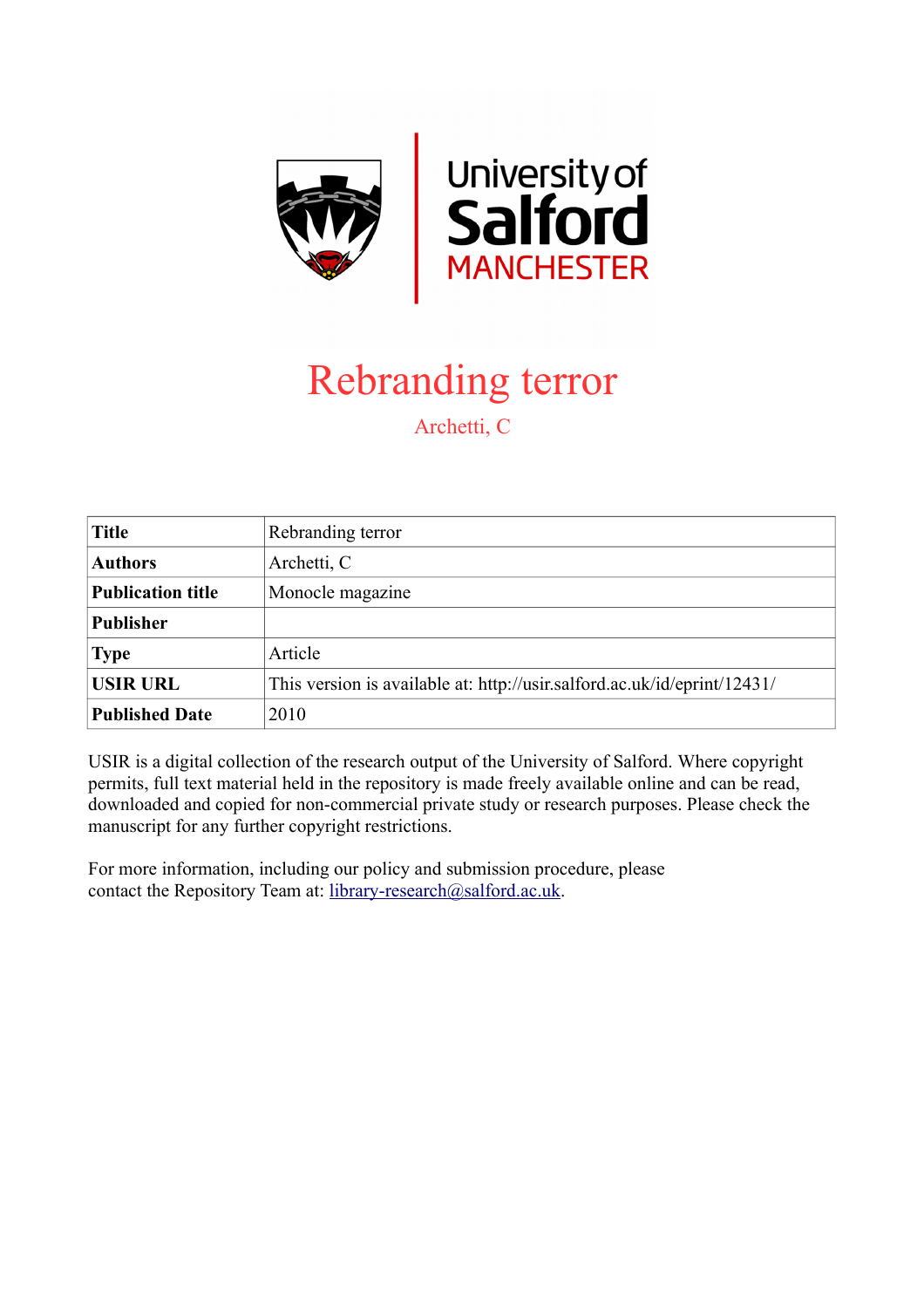University of Salford MANCHESTER

# Rebranding terror

Archetti, C

| Title | Rebranding terror |
|---|---|
| Authors | Archetti, C |
| Publication title | Monocle magazine |
| Publisher | |
| Type | Article |
| USIR URL | This version is available at: http://usir.salford.ac.uk/id/eprint/12431/ |
| Published Date | 2010 |

USIR is a digital collection of the research output of the University of Salford. Where copyright permits, full text material held in the repository is made freely available online and can be read, downloaded and copied for non-commercial private study or research purposes. Please check the manuscript for any further copyright restrictions.

For more information, including our policy and submission procedure, please contact the Repository Team at: library-research@salford.ac.uk.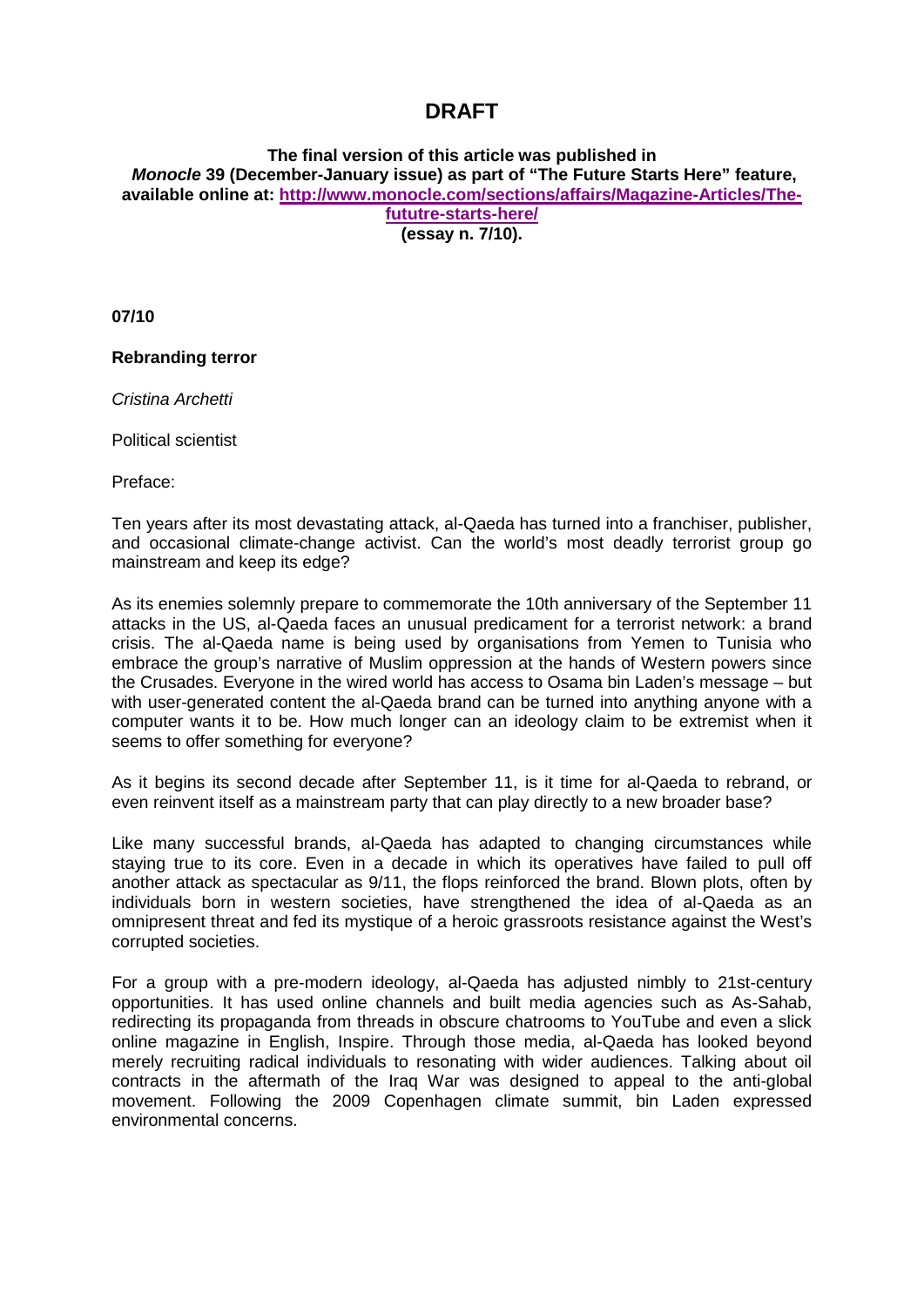# DRAFT

**The final version of this article was published in *Monocle* 39 (December-January issue) as part of "The Future Starts Here" feature, available online at: [http://www.monocle.com/sections/affairs/Magazine-Articles/The-fututre-starts-here/](http://www.monocle.com/sections/affairs/Magazine-Articles/The-fututre-starts-here/) (essay n. 7/10).**

**07/10**

**Rebranding terror**

*Cristina Archetti*

Political scientist

Preface:

Ten years after its most devastating attack, al-Qaeda has turned into a franchiser, publisher, and occasional climate-change activist. Can the world's most deadly terrorist group go mainstream and keep its edge?

As its enemies solemnly prepare to commemorate the 10th anniversary of the September 11 attacks in the US, al-Qaeda faces an unusual predicament for a terrorist network: a brand crisis. The al-Qaeda name is being used by organisations from Yemen to Tunisia who embrace the group's narrative of Muslim oppression at the hands of Western powers since the Crusades. Everyone in the wired world has access to Osama bin Laden's message – but with user-generated content the al-Qaeda brand can be turned into anything anyone with a computer wants it to be. How much longer can an ideology claim to be extremist when it seems to offer something for everyone?

As it begins its second decade after September 11, is it time for al-Qaeda to rebrand, or even reinvent itself as a mainstream party that can play directly to a new broader base?

Like many successful brands, al-Qaeda has adapted to changing circumstances while staying true to its core. Even in a decade in which its operatives have failed to pull off another attack as spectacular as 9/11, the flops reinforced the brand. Blown plots, often by individuals born in western societies, have strengthened the idea of al-Qaeda as an omnipresent threat and fed its mystique of a heroic grassroots resistance against the West's corrupted societies.

For a group with a pre-modern ideology, al-Qaeda has adjusted nimbly to 21st-century opportunities. It has used online channels and built media agencies such as As-Sahab, redirecting its propaganda from threads in obscure chatrooms to YouTube and even a slick online magazine in English, Inspire. Through those media, al-Qaeda has looked beyond merely recruiting radical individuals to resonating with wider audiences. Talking about oil contracts in the aftermath of the Iraq War was designed to appeal to the anti-global movement. Following the 2009 Copenhagen climate summit, bin Laden expressed environmental concerns.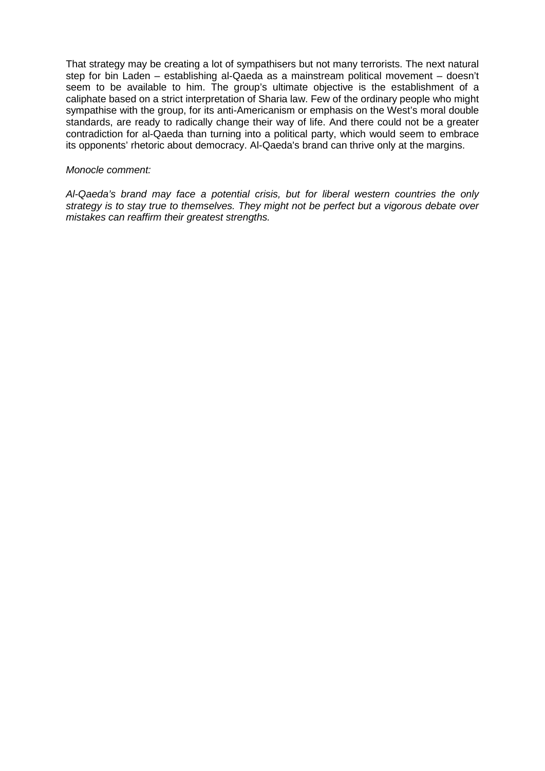That strategy may be creating a lot of sympathisers but not many terrorists. The next natural step for bin Laden – establishing al-Qaeda as a mainstream political movement – doesn't seem to be available to him. The group's ultimate objective is the establishment of a caliphate based on a strict interpretation of Sharia law. Few of the ordinary people who might sympathise with the group, for its anti-Americanism or emphasis on the West's moral double standards, are ready to radically change their way of life. And there could not be a greater contradiction for al-Qaeda than turning into a political party, which would seem to embrace its opponents' rhetoric about democracy. Al-Qaeda's brand can thrive only at the margins.

*Monocle comment:*

*Al-Qaeda's brand may face a potential crisis, but for liberal western countries the only strategy is to stay true to themselves. They might not be perfect but a vigorous debate over mistakes can reaffirm their greatest strengths.*